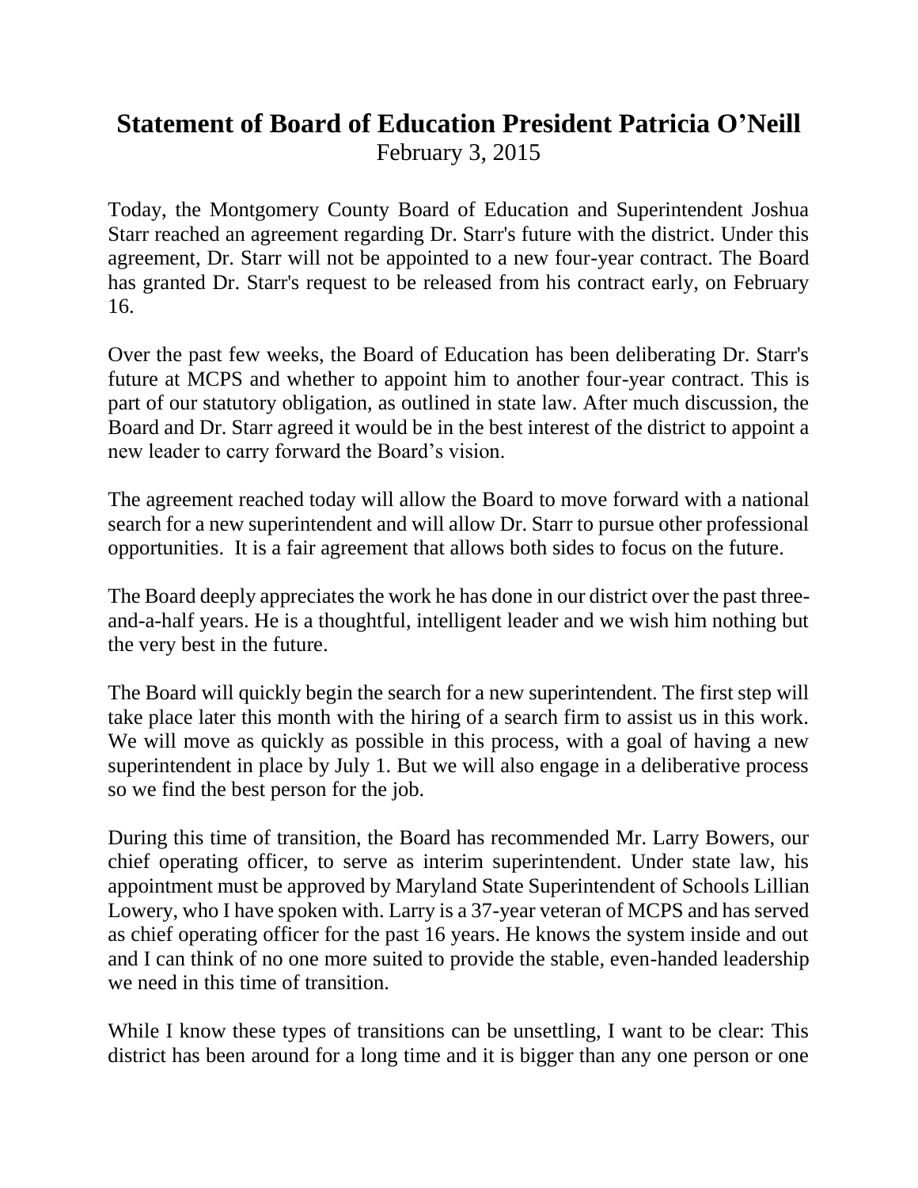# Statement of Board of Education President Patricia O'Neill

February 3, 2015

Today, the Montgomery County Board of Education and Superintendent Joshua Starr reached an agreement regarding Dr. Starr's future with the district. Under this agreement, Dr. Starr will not be appointed to a new four-year contract. The Board has granted Dr. Starr's request to be released from his contract early, on February 16.

Over the past few weeks, the Board of Education has been deliberating Dr. Starr's future at MCPS and whether to appoint him to another four-year contract. This is part of our statutory obligation, as outlined in state law. After much discussion, the Board and Dr. Starr agreed it would be in the best interest of the district to appoint a new leader to carry forward the Board's vision.

The agreement reached today will allow the Board to move forward with a national search for a new superintendent and will allow Dr. Starr to pursue other professional opportunities. It is a fair agreement that allows both sides to focus on the future.

The Board deeply appreciates the work he has done in our district over the past three-and-a-half years. He is a thoughtful, intelligent leader and we wish him nothing but the very best in the future.

The Board will quickly begin the search for a new superintendent. The first step will take place later this month with the hiring of a search firm to assist us in this work. We will move as quickly as possible in this process, with a goal of having a new superintendent in place by July 1. But we will also engage in a deliberative process so we find the best person for the job.

During this time of transition, the Board has recommended Mr. Larry Bowers, our chief operating officer, to serve as interim superintendent. Under state law, his appointment must be approved by Maryland State Superintendent of Schools Lillian Lowery, who I have spoken with. Larry is a 37-year veteran of MCPS and has served as chief operating officer for the past 16 years. He knows the system inside and out and I can think of no one more suited to provide the stable, even-handed leadership we need in this time of transition.

While I know these types of transitions can be unsettling, I want to be clear: This district has been around for a long time and it is bigger than any one person or one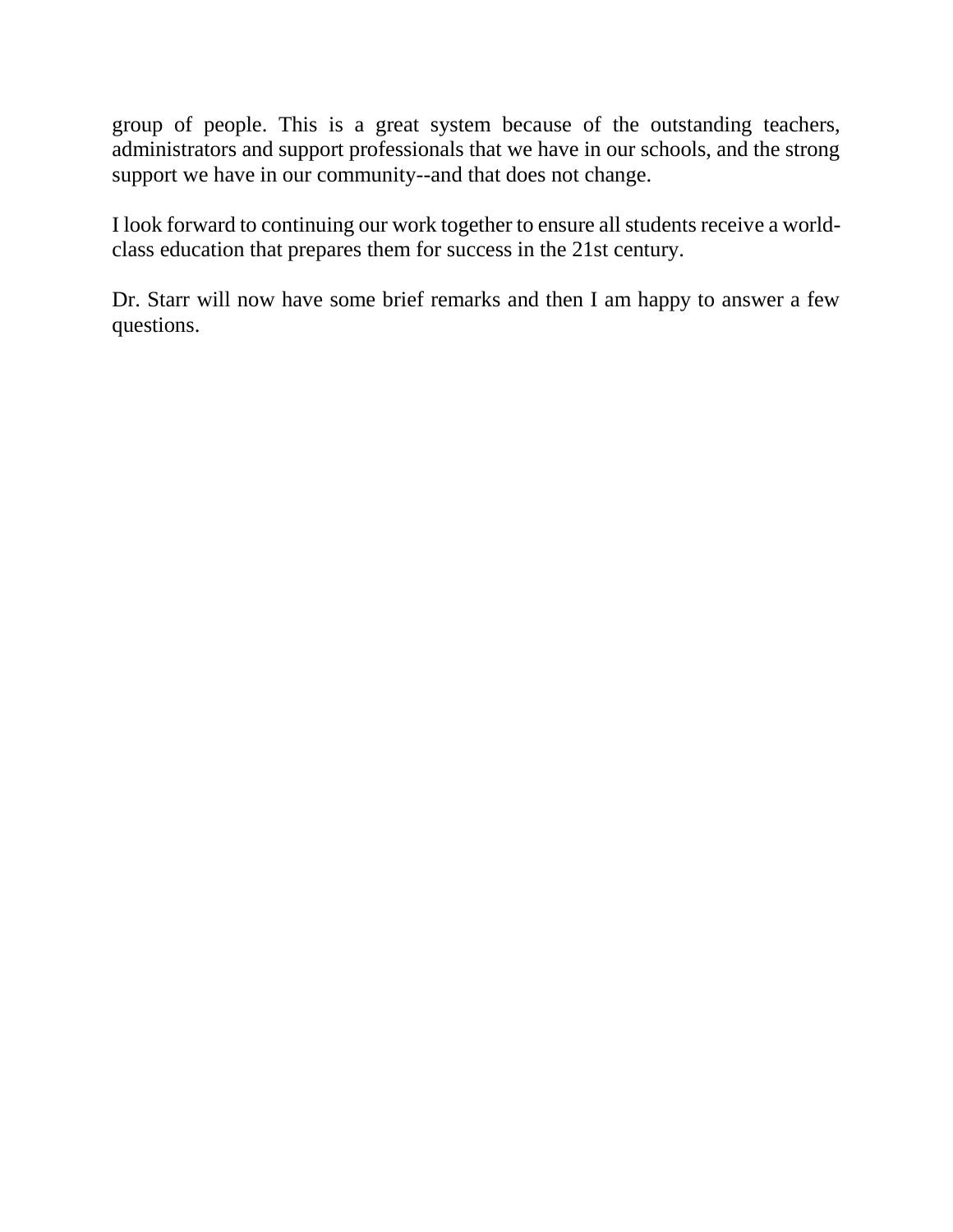group of people. This is a great system because of the outstanding teachers, administrators and support professionals that we have in our schools, and the strong support we have in our community--and that does not change.

I look forward to continuing our work together to ensure all students receive a world-class education that prepares them for success in the 21st century.

Dr. Starr will now have some brief remarks and then I am happy to answer a few questions.